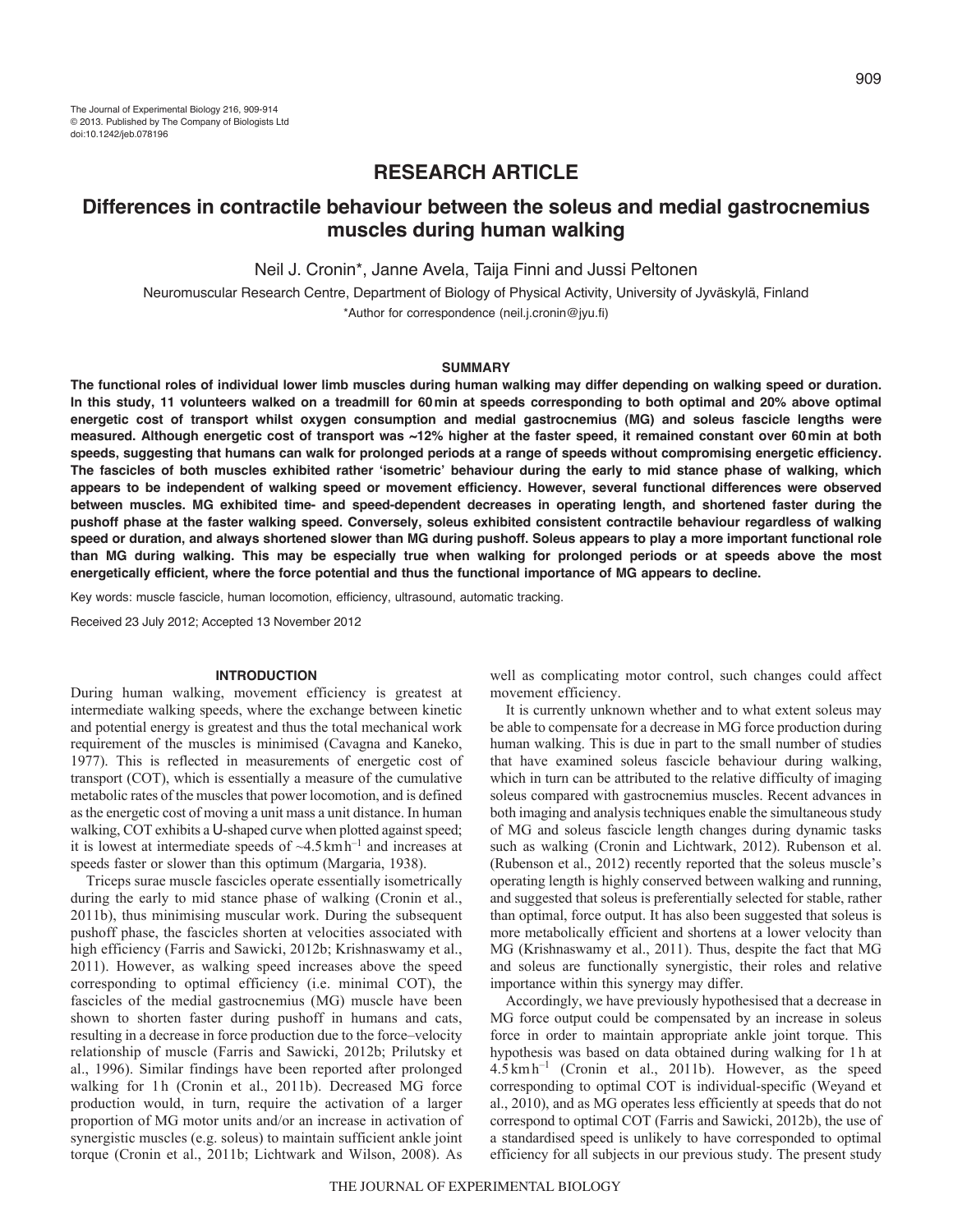RESEARCH ARTICLE

# Differences in contractile behaviour between the soleus and medial gastrocnemius muscles during human walking

Neil J. Cronin*, Janne Avela, Taija Finni and Jussi Peltonen

Neuromuscular Research Centre, Department of Biology of Physical Activity, University of Jyväskylä, Finland

*Author for correspondence (neil.j.cronin@jyu.fi)

## SUMMARY

**The functional roles of individual lower limb muscles during human walking may differ depending on walking speed or duration. In this study, 11 volunteers walked on a treadmill for 60 min at speeds corresponding to both optimal and 20% above optimal energetic cost of transport whilst oxygen consumption and medial gastrocnemius (MG) and soleus fascicle lengths were measured. Although energetic cost of transport was ~12% higher at the faster speed, it remained constant over 60 min at both speeds, suggesting that humans can walk for prolonged periods at a range of speeds without compromising energetic efficiency. The fascicles of both muscles exhibited rather 'isometric' behaviour during the early to mid stance phase of walking, which appears to be independent of walking speed or movement efficiency. However, several functional differences were observed between muscles. MG exhibited time- and speed-dependent decreases in operating length, and shortened faster during the pushoff phase at the faster walking speed. Conversely, soleus exhibited consistent contractile behaviour regardless of walking speed or duration, and always shortened slower than MG during pushoff. Soleus appears to play a more important functional role than MG during walking. This may be especially true when walking for prolonged periods or at speeds above the most energetically efficient, where the force potential and thus the functional importance of MG appears to decline.**

Key words: muscle fascicle, human locomotion, efficiency, ultrasound, automatic tracking.

Received 23 July 2012; Accepted 13 November 2012

## INTRODUCTION

During human walking, movement efficiency is greatest at intermediate walking speeds, where the exchange between kinetic and potential energy is greatest and thus the total mechanical work requirement of the muscles is minimised (Cavagna and Kaneko, 1977). This is reflected in measurements of energetic cost of transport (COT), which is essentially a measure of the cumulative metabolic rates of the muscles that power locomotion, and is defined as the energetic cost of moving a unit mass a unit distance. In human walking, COT exhibits a U-shaped curve when plotted against speed; it is lowest at intermediate speeds of ~4.5 km h$^{-1}$ and increases at speeds faster or slower than this optimum (Margaria, 1938).

Triceps surae muscle fascicles operate essentially isometrically during the early to mid stance phase of walking (Cronin et al., 2011b), thus minimising muscular work. During the subsequent pushoff phase, the fascicles shorten at velocities associated with high efficiency (Farris and Sawicki, 2012b; Krishnaswamy et al., 2011). However, as walking speed increases above the speed corresponding to optimal efficiency (i.e. minimal COT), the fascicles of the medial gastrocnemius (MG) muscle have been shown to shorten faster during pushoff in humans and cats, resulting in a decrease in force production due to the force–velocity relationship of muscle (Farris and Sawicki, 2012b; Prilutsky et al., 1996). Similar findings have been reported after prolonged walking for 1 h (Cronin et al., 2011b). Decreased MG force production would, in turn, require the activation of a larger proportion of MG motor units and/or an increase in activation of synergistic muscles (e.g. soleus) to maintain sufficient ankle joint torque (Cronin et al., 2011b; Lichtwark and Wilson, 2008). As well as complicating motor control, such changes could affect movement efficiency.

It is currently unknown whether and to what extent soleus may be able to compensate for a decrease in MG force production during human walking. This is due in part to the small number of studies that have examined soleus fascicle behaviour during walking, which in turn can be attributed to the relative difficulty of imaging soleus compared with gastrocnemius muscles. Recent advances in both imaging and analysis techniques enable the simultaneous study of MG and soleus fascicle length changes during dynamic tasks such as walking (Cronin and Lichtwark, 2012). Rubenson et al. (Rubenson et al., 2012) recently reported that the soleus muscle's operating length is highly conserved between walking and running, and suggested that soleus is preferentially selected for stable, rather than optimal, force output. It has also been suggested that soleus is more metabolically efficient and shortens at a lower velocity than MG (Krishnaswamy et al., 2011). Thus, despite the fact that MG and soleus are functionally synergistic, their roles and relative importance within this synergy may differ.

Accordingly, we have previously hypothesised that a decrease in MG force output could be compensated by an increase in soleus force in order to maintain appropriate ankle joint torque. This hypothesis was based on data obtained during walking for 1 h at 4.5 km h$^{-1}$ (Cronin et al., 2011b). However, as the speed corresponding to optimal COT is individual-specific (Weyand et al., 2010), and as MG operates less efficiently at speeds that do not correspond to optimal COT (Farris and Sawicki, 2012b), the use of a standardised speed is unlikely to have corresponded to optimal efficiency for all subjects in our previous study. The present study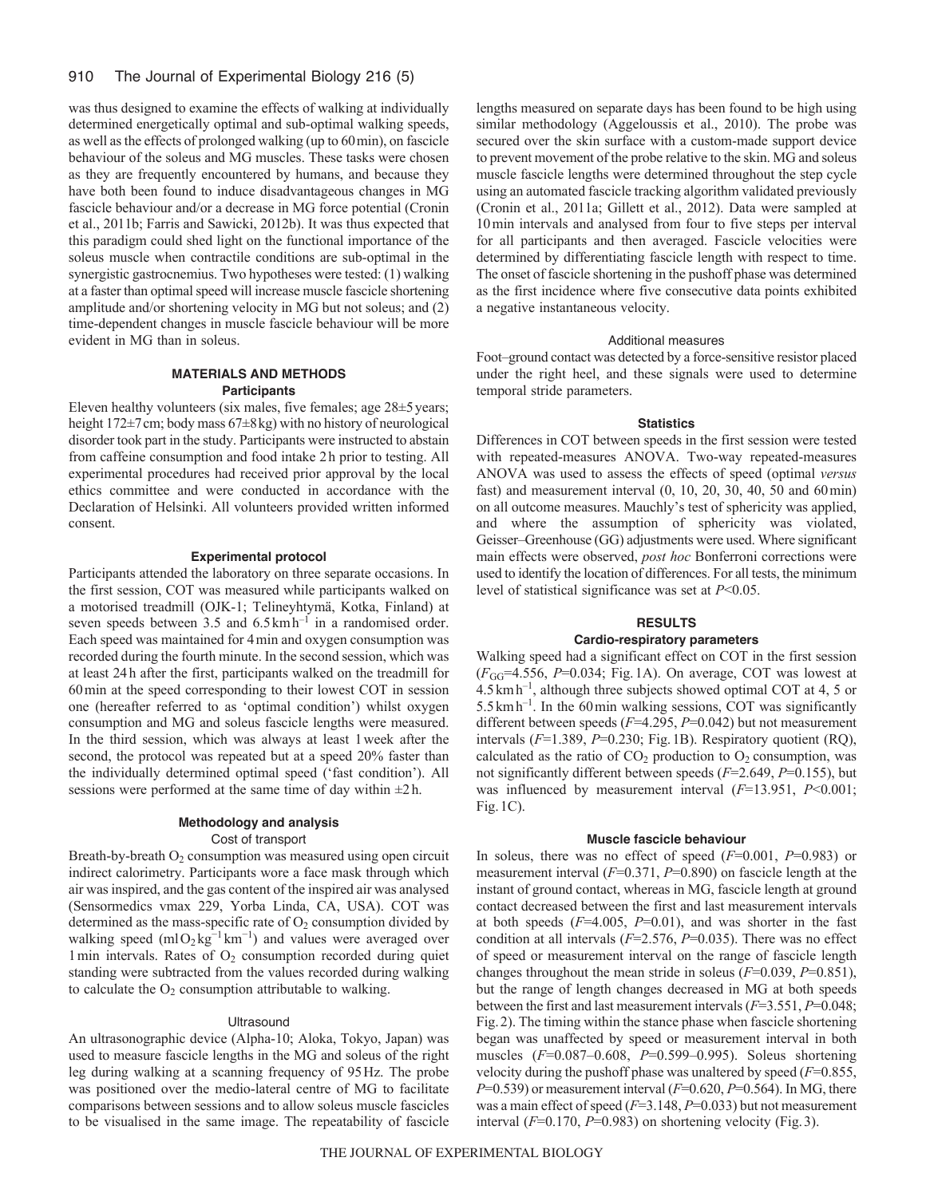was thus designed to examine the effects of walking at individually determined energetically optimal and sub-optimal walking speeds, as well as the effects of prolonged walking (up to 60 min), on fascicle behaviour of the soleus and MG muscles. These tasks were chosen as they are frequently encountered by humans, and because they have both been found to induce disadvantageous changes in MG fascicle behaviour and/or a decrease in MG force potential (Cronin et al., 2011b; Farris and Sawicki, 2012b). It was thus expected that this paradigm could shed light on the functional importance of the soleus muscle when contractile conditions are sub-optimal in the synergistic gastrocnemius. Two hypotheses were tested: (1) walking at a faster than optimal speed will increase muscle fascicle shortening amplitude and/or shortening velocity in MG but not soleus; and (2) time-dependent changes in muscle fascicle behaviour will be more evident in MG than in soleus.

## MATERIALS AND METHODS

### Participants

Eleven healthy volunteers (six males, five females; age 28±5 years; height 172±7 cm; body mass 67±8 kg) with no history of neurological disorder took part in the study. Participants were instructed to abstain from caffeine consumption and food intake 2 h prior to testing. All experimental procedures had received prior approval by the local ethics committee and were conducted in accordance with the Declaration of Helsinki. All volunteers provided written informed consent.

### Experimental protocol

Participants attended the laboratory on three separate occasions. In the first session, COT was measured while participants walked on a motorised treadmill (OJK-1; Telineyhtymä, Kotka, Finland) at seven speeds between 3.5 and 6.5 km h$^{-1}$ in a randomised order. Each speed was maintained for 4 min and oxygen consumption was recorded during the fourth minute. In the second session, which was at least 24 h after the first, participants walked on the treadmill for 60 min at the speed corresponding to their lowest COT in session one (hereafter referred to as 'optimal condition') whilst oxygen consumption and MG and soleus fascicle lengths were measured. In the third session, which was always at least 1 week after the second, the protocol was repeated but at a speed 20% faster than the individually determined optimal speed ('fast condition'). All sessions were performed at the same time of day within ±2 h.

### Methodology and analysis

#### Cost of transport

Breath-by-breath $O_2$ consumption was measured using open circuit indirect calorimetry. Participants wore a face mask through which air was inspired, and the gas content of the inspired air was analysed (Sensormedics vmax 229, Yorba Linda, CA, USA). COT was determined as the mass-specific rate of $O_2$ consumption divided by walking speed (ml $O_2$ kg$^{-1}$ km$^{-1}$) and values were averaged over 1 min intervals. Rates of $O_2$ consumption recorded during quiet standing were subtracted from the values recorded during walking to calculate the $O_2$ consumption attributable to walking.

#### Ultrasound

An ultrasonographic device (Alpha-10; Aloka, Tokyo, Japan) was used to measure fascicle lengths in the MG and soleus of the right leg during walking at a scanning frequency of 95 Hz. The probe was positioned over the medio-lateral centre of MG to facilitate comparisons between sessions and to allow soleus muscle fascicles to be visualised in the same image. The repeatability of fascicle lengths measured on separate days has been found to be high using similar methodology (Aggeloussis et al., 2010). The probe was secured over the skin surface with a custom-made support device to prevent movement of the probe relative to the skin. MG and soleus muscle fascicle lengths were determined throughout the step cycle using an automated fascicle tracking algorithm validated previously (Cronin et al., 2011a; Gillett et al., 2012). Data were sampled at 10 min intervals and analysed from four to five steps per interval for all participants and then averaged. Fascicle velocities were determined by differentiating fascicle length with respect to time. The onset of fascicle shortening in the pushoff phase was determined as the first incidence where five consecutive data points exhibited a negative instantaneous velocity.

#### Additional measures

Foot–ground contact was detected by a force-sensitive resistor placed under the right heel, and these signals were used to determine temporal stride parameters.

### Statistics

Differences in COT between speeds in the first session were tested with repeated-measures ANOVA. Two-way repeated-measures ANOVA was used to assess the effects of speed (optimal *versus* fast) and measurement interval (0, 10, 20, 30, 40, 50 and 60 min) on all outcome measures. Mauchly's test of sphericity was applied, and where the assumption of sphericity was violated, Geisser–Greenhouse (GG) adjustments were used. Where significant main effects were observed, *post hoc* Bonferroni corrections were used to identify the location of differences. For all tests, the minimum level of statistical significance was set at $P<0.05$.

## RESULTS

### Cardio-respiratory parameters

Walking speed had a significant effect on COT in the first session ($F_{GG}=4.556$, $P=0.034$; Fig. 1A). On average, COT was lowest at 4.5 km h$^{-1}$, although three subjects showed optimal COT at 4, 5 or 5.5 km h$^{-1}$. In the 60 min walking sessions, COT was significantly different between speeds ($F=4.295$, $P=0.042$) but not measurement intervals ($F=1.389$, $P=0.230$; Fig. 1B). Respiratory quotient (RQ), calculated as the ratio of $CO_2$ production to $O_2$ consumption, was not significantly different between speeds ($F=2.649$, $P=0.155$), but was influenced by measurement interval ($F=13.951$, $P<0.001$; Fig. 1C).

### Muscle fascicle behaviour

In soleus, there was no effect of speed ($F=0.001$, $P=0.983$) or measurement interval ($F=0.371$, $P=0.890$) on fascicle length at the instant of ground contact, whereas in MG, fascicle length at ground contact decreased between the first and last measurement intervals at both speeds ($F=4.005$, $P=0.01$), and was shorter in the fast condition at all intervals ($F=2.576$, $P=0.035$). There was no effect of speed or measurement interval on the range of fascicle length changes throughout the mean stride in soleus ($F=0.039$, $P=0.851$), but the range of length changes decreased in MG at both speeds between the first and last measurement intervals ($F=3.551$, $P=0.048$; Fig. 2). The timing within the stance phase when fascicle shortening began was unaffected by speed or measurement interval in both muscles ($F=0.087$–$0.608$, $P=0.599$–$0.995$). Soleus shortening velocity during the pushoff phase was unaltered by speed ($F=0.855$, $P=0.539$) or measurement interval ($F=0.620$, $P=0.564$). In MG, there was a main effect of speed ($F=3.148$, $P=0.033$) but not measurement interval ($F=0.170$, $P=0.983$) on shortening velocity (Fig. 3).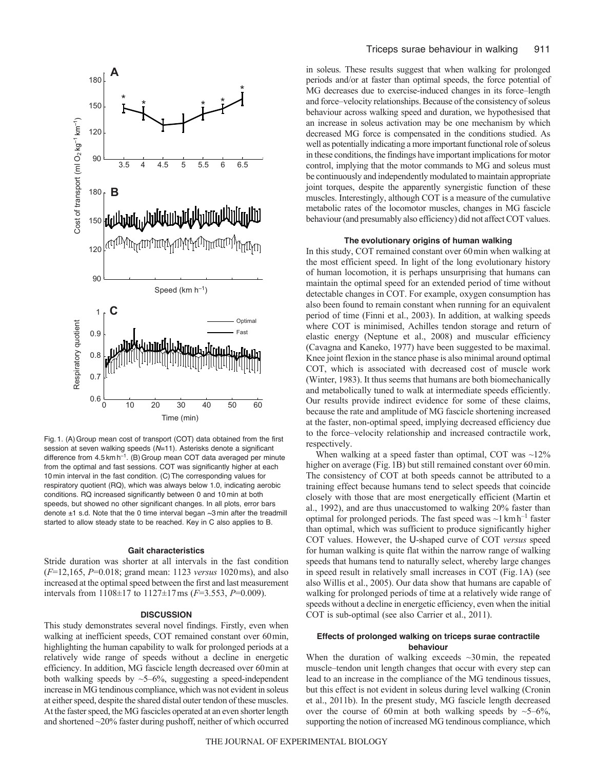Fig. 1. (A) Group mean cost of transport (COT) data obtained from the first session at seven walking speeds (*N*=11). Asterisks denote a significant difference from 4.5 km h$^{-1}$. (B) Group mean COT data averaged per minute from the optimal and fast sessions. COT was significantly higher at each 10 min interval in the fast condition. (C) The corresponding values for respiratory quotient (RQ), which was always below 1.0, indicating aerobic conditions. RQ increased significantly between 0 and 10 min at both speeds, but showed no other significant changes. In all plots, error bars denote ±1 s.d. Note that the 0 time interval began ~3 min after the treadmill started to allow steady state to be reached. Key in C also applies to B.

### Gait characteristics

Stride duration was shorter at all intervals in the fast condition ($F$=12,165, $P$=0.018; grand mean: 1123 *versus* 1020 ms), and also increased at the optimal speed between the first and last measurement intervals from 1108±17 to 1127±17 ms ($F$=3.553, $P$=0.009).

## DISCUSSION

This study demonstrates several novel findings. Firstly, even when walking at inefficient speeds, COT remained constant over 60 min, highlighting the human capability to walk for prolonged periods at a relatively wide range of speeds without a decline in energetic efficiency. In addition, MG fascicle length decreased over 60 min at both walking speeds by ~5–6%, suggesting a speed-independent increase in MG tendinous compliance, which was not evident in soleus at either speed, despite the shared distal outer tendon of these muscles. At the faster speed, the MG fascicles operated at an even shorter length and shortened ~20% faster during pushoff, neither of which occurred in soleus. These results suggest that when walking for prolonged periods and/or at faster than optimal speeds, the force potential of MG decreases due to exercise-induced changes in its force–length and force–velocity relationships. Because of the consistency of soleus behaviour across walking speed and duration, we hypothesised that an increase in soleus activation may be one mechanism by which decreased MG force is compensated in the conditions studied. As well as potentially indicating a more important functional role of soleus in these conditions, the findings have important implications for motor control, implying that the motor commands to MG and soleus must be continuously and independently modulated to maintain appropriate joint torques, despite the apparently synergistic function of these muscles. Interestingly, although COT is a measure of the cumulative metabolic rates of the locomotor muscles, changes in MG fascicle behaviour (and presumably also efficiency) did not affect COT values.

### The evolutionary origins of human walking

In this study, COT remained constant over 60 min when walking at the most efficient speed. In light of the long evolutionary history of human locomotion, it is perhaps unsurprising that humans can maintain the optimal speed for an extended period of time without detectable changes in COT. For example, oxygen consumption has also been found to remain constant when running for an equivalent period of time (Finni et al., 2003). In addition, at walking speeds where COT is minimised, Achilles tendon storage and return of elastic energy (Neptune et al., 2008) and muscular efficiency (Cavagna and Kaneko, 1977) have been suggested to be maximal. Knee joint flexion in the stance phase is also minimal around optimal COT, which is associated with decreased cost of muscle work (Winter, 1983). It thus seems that humans are both biomechanically and metabolically tuned to walk at intermediate speeds efficiently. Our results provide indirect evidence for some of these claims, because the rate and amplitude of MG fascicle shortening increased at the faster, non-optimal speed, implying decreased efficiency due to the force–velocity relationship and increased contractile work, respectively.

When walking at a speed faster than optimal, COT was ~12% higher on average (Fig. 1B) but still remained constant over 60 min. The consistency of COT at both speeds cannot be attributed to a training effect because humans tend to select speeds that coincide closely with those that are most energetically efficient (Martin et al., 1992), and are thus unaccustomed to walking 20% faster than optimal for prolonged periods. The fast speed was ~1 km h$^{-1}$ faster than optimal, which was sufficient to produce significantly higher COT values. However, the U-shaped curve of COT *versus* speed for human walking is quite flat within the narrow range of walking speeds that humans tend to naturally select, whereby large changes in speed result in relatively small increases in COT (Fig. 1A) (see also Willis et al., 2005). Our data show that humans are capable of walking for prolonged periods of time at a relatively wide range of speeds without a decline in energetic efficiency, even when the initial COT is sub-optimal (see also Carrier et al., 2011).

### Effects of prolonged walking on triceps surae contractile behaviour

When the duration of walking exceeds ~30 min, the repeated muscle–tendon unit length changes that occur with every step can lead to an increase in the compliance of the MG tendinous tissues, but this effect is not evident in soleus during level walking (Cronin et al., 2011b). In the present study, MG fascicle length decreased over the course of 60 min at both walking speeds by ~5–6%, supporting the notion of increased MG tendinous compliance, which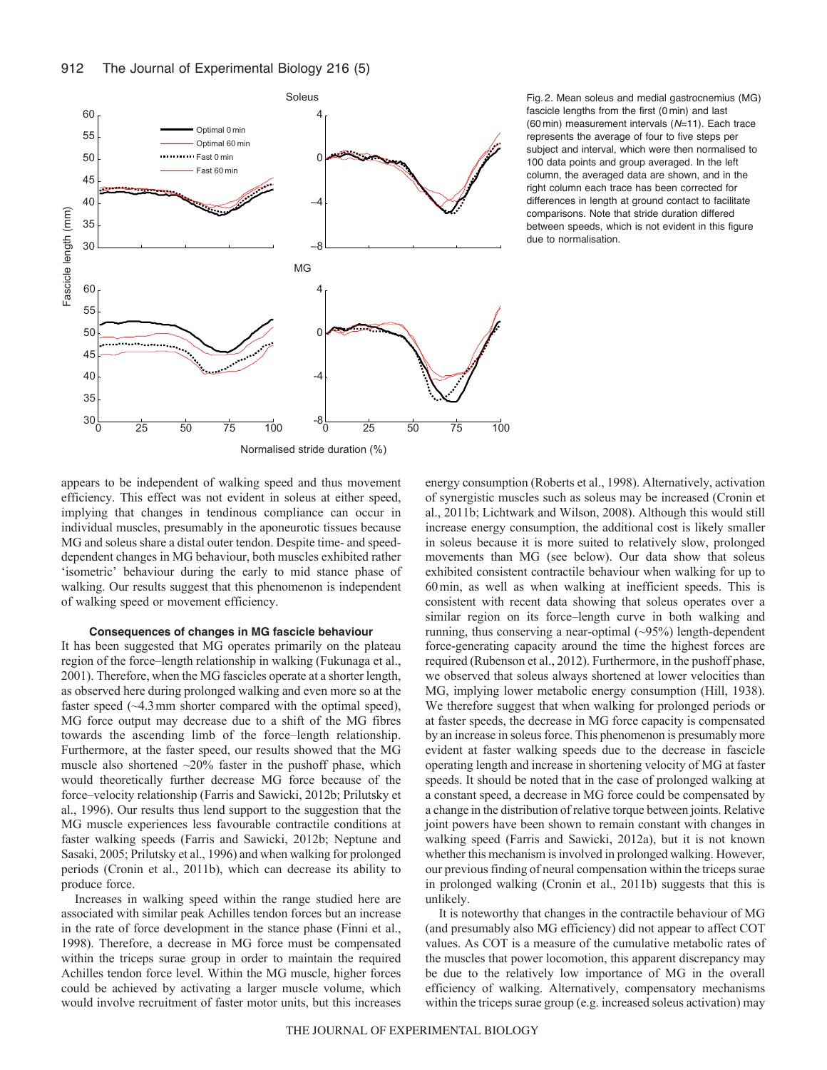Fig. 2. Mean soleus and medial gastrocnemius (MG) fascicle lengths from the first (0 min) and last (60 min) measurement intervals (*N*=11). Each trace represents the average of four to five steps per subject and interval, which were then normalised to 100 data points and group averaged. In the left column, the averaged data are shown, and in the right column each trace has been corrected for differences in length at ground contact to facilitate comparisons. Note that stride duration differed between speeds, which is not evident in this figure due to normalisation.

appears to be independent of walking speed and thus movement efficiency. This effect was not evident in soleus at either speed, implying that changes in tendinous compliance can occur in individual muscles, presumably in the aponeurotic tissues because MG and soleus share a distal outer tendon. Despite time- and speed-dependent changes in MG behaviour, both muscles exhibited rather 'isometric' behaviour during the early to mid stance phase of walking. Our results suggest that this phenomenon is independent of walking speed or movement efficiency.

### Consequences of changes in MG fascicle behaviour

It has been suggested that MG operates primarily on the plateau region of the force–length relationship in walking (Fukunaga et al., 2001). Therefore, when the MG fascicles operate at a shorter length, as observed here during prolonged walking and even more so at the faster speed (~4.3 mm shorter compared with the optimal speed), MG force output may decrease due to a shift of the MG fibres towards the ascending limb of the force–length relationship. Furthermore, at the faster speed, our results showed that the MG muscle also shortened ~20% faster in the pushoff phase, which would theoretically further decrease MG force because of the force–velocity relationship (Farris and Sawicki, 2012b; Prilutsky et al., 1996). Our results thus lend support to the suggestion that the MG muscle experiences less favourable contractile conditions at faster walking speeds (Farris and Sawicki, 2012b; Neptune and Sasaki, 2005; Prilutsky et al., 1996) and when walking for prolonged periods (Cronin et al., 2011b), which can decrease its ability to produce force.

Increases in walking speed within the range studied here are associated with similar peak Achilles tendon forces but an increase in the rate of force development in the stance phase (Finni et al., 1998). Therefore, a decrease in MG force must be compensated within the triceps surae group in order to maintain the required Achilles tendon force level. Within the MG muscle, higher forces could be achieved by activating a larger muscle volume, which would involve recruitment of faster motor units, but this increases energy consumption (Roberts et al., 1998). Alternatively, activation of synergistic muscles such as soleus may be increased (Cronin et al., 2011b; Lichtwark and Wilson, 2008). Although this would still increase energy consumption, the additional cost is likely smaller in soleus because it is more suited to relatively slow, prolonged movements than MG (see below). Our data show that soleus exhibited consistent contractile behaviour when walking for up to 60 min, as well as when walking at inefficient speeds. This is consistent with recent data showing that soleus operates over a similar region on its force–length curve in both walking and running, thus conserving a near-optimal (~95%) length-dependent force-generating capacity around the time the highest forces are required (Rubenson et al., 2012). Furthermore, in the pushoff phase, we observed that soleus always shortened at lower velocities than MG, implying lower metabolic energy consumption (Hill, 1938). We therefore suggest that when walking for prolonged periods or at faster speeds, the decrease in MG force capacity is compensated by an increase in soleus force. This phenomenon is presumably more evident at faster walking speeds due to the decrease in fascicle operating length and increase in shortening velocity of MG at faster speeds. It should be noted that in the case of prolonged walking at a constant speed, a decrease in MG force could be compensated by a change in the distribution of relative torque between joints. Relative joint powers have been shown to remain constant with changes in walking speed (Farris and Sawicki, 2012a), but it is not known whether this mechanism is involved in prolonged walking. However, our previous finding of neural compensation within the triceps surae in prolonged walking (Cronin et al., 2011b) suggests that this is unlikely.

It is noteworthy that changes in the contractile behaviour of MG (and presumably also MG efficiency) did not appear to affect COT values. As COT is a measure of the cumulative metabolic rates of the muscles that power locomotion, this apparent discrepancy may be due to the relatively low importance of MG in the overall efficiency of walking. Alternatively, compensatory mechanisms within the triceps surae group (e.g. increased soleus activation) may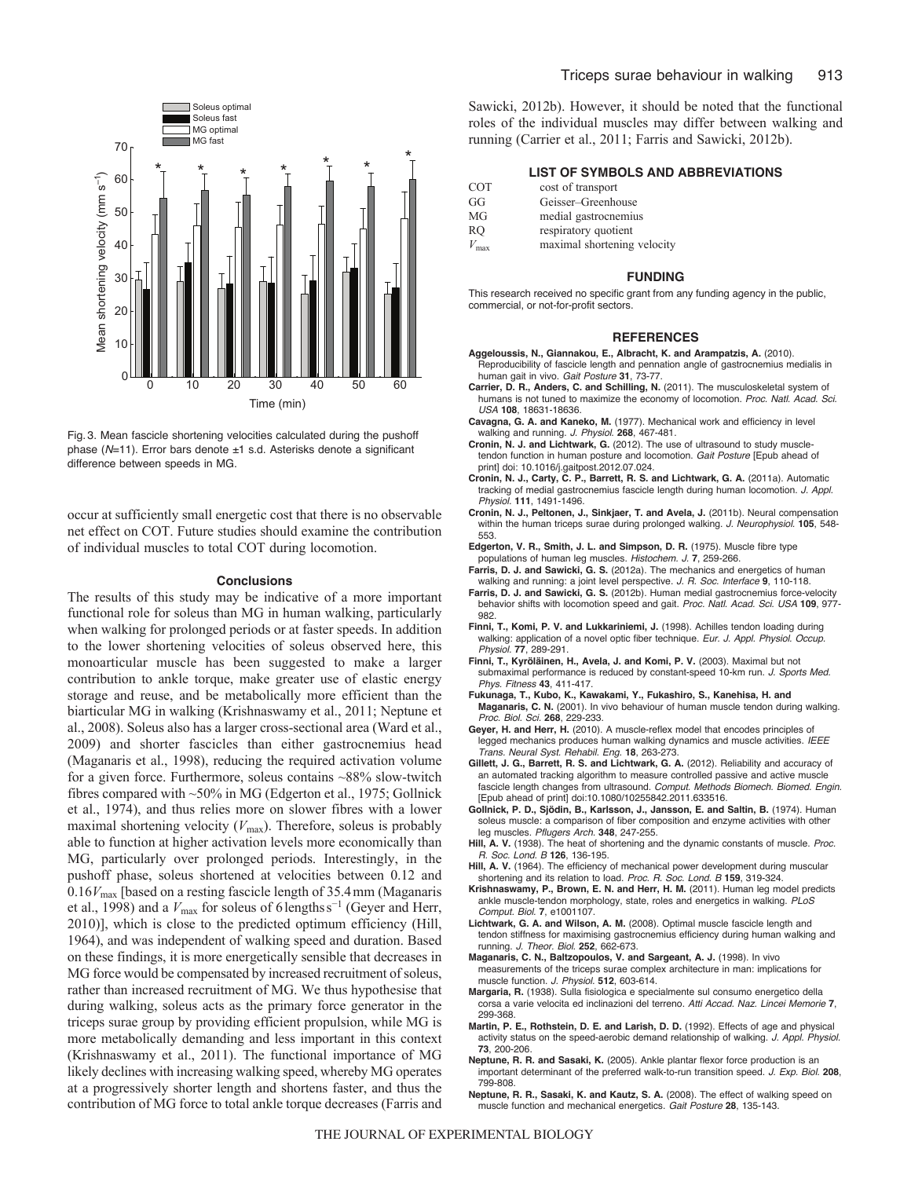Fig. 3. Mean fascicle shortening velocities calculated during the pushoff phase ($N$=11). Error bars denote ±1 s.d. Asterisks denote a significant difference between speeds in MG.

occur at sufficiently small energetic cost that there is no observable net effect on COT. Future studies should examine the contribution of individual muscles to total COT during locomotion.

### Conclusions

The results of this study may be indicative of a more important functional role for soleus than MG in human walking, particularly when walking for prolonged periods or at faster speeds. In addition to the lower shortening velocities of soleus observed here, this monoarticular muscle has been suggested to make a larger contribution to ankle torque, make greater use of elastic energy storage and reuse, and be metabolically more efficient than the biarticular MG in walking (Krishnaswamy et al., 2011; Neptune et al., 2008). Soleus also has a larger cross-sectional area (Ward et al., 2009) and shorter fascicles than either gastrocnemius head (Maganaris et al., 1998), reducing the required activation volume for a given force. Furthermore, soleus contains ~88% slow-twitch fibres compared with ~50% in MG (Edgerton et al., 1975; Gollnick et al., 1974), and thus relies more on slower fibres with a lower maximal shortening velocity ($V_{max}$). Therefore, soleus is probably able to function at higher activation levels more economically than MG, particularly over prolonged periods. Interestingly, in the pushoff phase, soleus shortened at velocities between 0.12 and $0.16V_{max}$ [based on a resting fascicle length of 35.4 mm (Maganaris et al., 1998) and a $V_{max}$ for soleus of 6 lengths $s^{-1}$ (Geyer and Herr, 2010)], which is close to the predicted optimum efficiency (Hill, 1964), and was independent of walking speed and duration. Based on these findings, it is more energetically sensible that decreases in MG force would be compensated by increased recruitment of soleus, rather than increased recruitment of MG. We thus hypothesise that during walking, soleus acts as the primary force generator in the triceps surae group by providing efficient propulsion, while MG is more metabolically demanding and less important in this context (Krishnaswamy et al., 2011). The functional importance of MG likely declines with increasing walking speed, whereby MG operates at a progressively shorter length and shortens faster, and thus the contribution of MG force to total ankle torque decreases (Farris and Sawicki, 2012b). However, it should be noted that the functional roles of the individual muscles may differ between walking and running (Carrier et al., 2011; Farris and Sawicki, 2012b).

### LIST OF SYMBOLS AND ABBREVIATIONS

| | |
|---|---|
| COT | cost of transport |
| GG | Geisser–Greenhouse |
| MG | medial gastrocnemius |
| RQ | respiratory quotient |
| $V_{max}$ | maximal shortening velocity |

### FUNDING

This research received no specific grant from any funding agency in the public, commercial, or not-for-profit sectors.

### REFERENCES

**Aggeloussis, N., Giannakou, E., Albracht, K. and Arampatzis, A.** (2010). Reproducibility of fascicle length and pennation angle of gastrocnemius medialis in human gait in vivo. *Gait Posture* **31**, 73-77.

**Carrier, D. R., Anders, C. and Schilling, N.** (2011). The musculoskeletal system of humans is not tuned to maximize the economy of locomotion. *Proc. Natl. Acad. Sci. USA* **108**, 18631-18636.

**Cavagna, G. A. and Kaneko, M.** (1977). Mechanical work and efficiency in level walking and running. *J. Physiol.* **268**, 467-481.

**Cronin, N. J. and Lichtwark, G.** (2012). The use of ultrasound to study muscle-tendon function in human posture and locomotion. *Gait Posture* [Epub ahead of print] doi: 10.1016/j.gaitpost.2012.07.024.

**Cronin, N. J., Carty, C. P., Barrett, R. S. and Lichtwark, G. A.** (2011a). Automatic tracking of medial gastrocnemius fascicle length during human locomotion. *J. Appl. Physiol.* **111**, 1491-1496.

**Cronin, N. J., Peltonen, J., Sinkjaer, T. and Avela, J.** (2011b). Neural compensation within the human triceps surae during prolonged walking. *J. Neurophysiol.* **105**, 548-553.

**Edgerton, V. R., Smith, J. L. and Simpson, D. R.** (1975). Muscle fibre type populations of human leg muscles. *Histochem. J.* **7**, 259-266.

**Farris, D. J. and Sawicki, G. S.** (2012a). The mechanics and energetics of human walking and running: a joint level perspective. *J. R. Soc. Interface* **9**, 110-118.

**Farris, D. J. and Sawicki, G. S.** (2012b). Human medial gastrocnemius force-velocity behavior shifts with locomotion speed and gait. *Proc. Natl. Acad. Sci. USA* **109**, 977-982.

**Finni, T., Komi, P. V. and Lukkariniemi, J.** (1998). Achilles tendon loading during walking: application of a novel optic fiber technique. *Eur. J. Appl. Physiol. Occup. Physiol.* **77**, 289-291.

**Finni, T., Kyröläinen, H., Avela, J. and Komi, P. V.** (2003). Maximal but not submaximal performance is reduced by constant-speed 10-km run. *J. Sports Med. Phys. Fitness* **43**, 411-417.

**Fukunaga, T., Kubo, K., Kawakami, Y., Fukashiro, S., Kanehisa, H. and Maganaris, C. N.** (2001). In vivo behaviour of human muscle tendon during walking. *Proc. Biol. Sci.* **268**, 229-233.

**Geyer, H. and Herr, H.** (2010). A muscle-reflex model that encodes principles of legged mechanics produces human walking dynamics and muscle activities. *IEEE Trans. Neural Syst. Rehabil. Eng.* **18**, 263-273.

**Gillett, J. G., Barrett, R. S. and Lichtwark, G. A.** (2012). Reliability and accuracy of an automated tracking algorithm to measure controlled passive and active muscle fascicle length changes from ultrasound. *Comput. Methods Biomech. Biomed. Engin.* [Epub ahead of print] doi:10.1080/10255842.2011.633516.

**Gollnick, P. D., Sjödin, B., Karlsson, J., Jansson, E. and Saltin, B.** (1974). Human soleus muscle: a comparison of fiber composition and enzyme activities with other leg muscles. *Pflugers Arch.* **348**, 247-255.

**Hill, A. V.** (1938). The heat of shortening and the dynamic constants of muscle. *Proc. R. Soc. Lond. B* **126**, 136-195.

**Hill, A. V.** (1964). The efficiency of mechanical power development during muscular shortening and its relation to load. *Proc. R. Soc. Lond. B* **159**, 319-324.

**Krishnaswamy, P., Brown, E. N. and Herr, H. M.** (2011). Human leg model predicts ankle muscle-tendon morphology, state, roles and energetics in walking. *PLoS Comput. Biol.* **7**, e1001107.

**Lichtwark, G. A. and Wilson, A. M.** (2008). Optimal muscle fascicle length and tendon stiffness for maximising gastrocnemius efficiency during human walking and running. *J. Theor. Biol.* **252**, 662-673.

**Maganaris, C. N., Baltzopoulos, V. and Sargeant, A. J.** (1998). In vivo measurements of the triceps surae complex architecture in man: implications for muscle function. *J. Physiol.* **512**, 603-614.

**Margaria, R.** (1938). Sulla fisiologica e specialmente sul consumo energetico della corsa a varie velocita ed inclinazioni del terreno. *Atti Accad. Naz. Lincei Memorie* **7**, 299-368.

**Martin, P. E., Rothstein, D. E. and Larish, D. D.** (1992). Effects of age and physical activity status on the speed-aerobic demand relationship of walking. *J. Appl. Physiol.* **73**, 200-206.

**Neptune, R. R. and Sasaki, K.** (2005). Ankle plantar flexor force production is an important determinant of the preferred walk-to-run transition speed. *J. Exp. Biol.* **208**, 799-808.

**Neptune, R. R., Sasaki, K. and Kautz, S. A.** (2008). The effect of walking speed on muscle function and mechanical energetics. *Gait Posture* **28**, 135-143.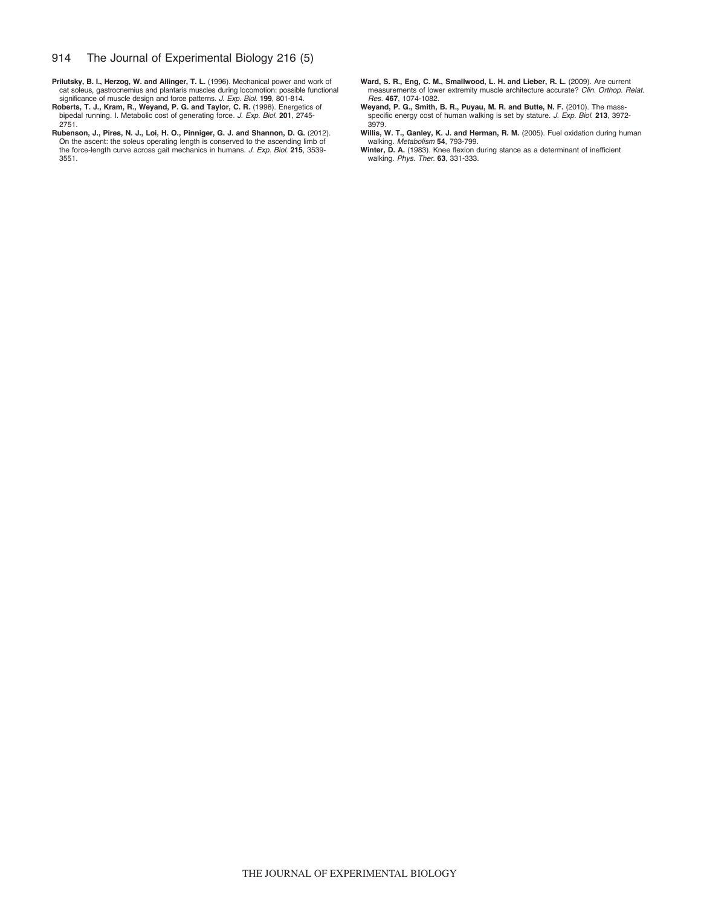**Prilutsky, B. I., Herzog, W. and Allinger, T. L.** (1996). Mechanical power and work of cat soleus, gastrocnemius and plantaris muscles during locomotion: possible functional significance of muscle design and force patterns. *J. Exp. Biol.* **199**, 801-814.

**Roberts, T. J., Kram, R., Weyand, P. G. and Taylor, C. R.** (1998). Energetics of bipedal running. I. Metabolic cost of generating force. *J. Exp. Biol.* **201**, 2745-2751.

**Rubenson, J., Pires, N. J., Loi, H. O., Pinniger, G. J. and Shannon, D. G.** (2012). On the ascent: the soleus operating length is conserved to the ascending limb of the force-length curve across gait mechanics in humans. *J. Exp. Biol.* **215**, 3539-3551.

**Ward, S. R., Eng, C. M., Smallwood, L. H. and Lieber, R. L.** (2009). Are current measurements of lower extremity muscle architecture accurate? *Clin. Orthop. Relat. Res.* **467**, 1074-1082.

**Weyand, P. G., Smith, B. R., Puyau, M. R. and Butte, N. F.** (2010). The mass-specific energy cost of human walking is set by stature. *J. Exp. Biol.* **213**, 3972-3979.

**Willis, W. T., Ganley, K. J. and Herman, R. M.** (2005). Fuel oxidation during human walking. *Metabolism* **54**, 793-799.

**Winter, D. A.** (1983). Knee flexion during stance as a determinant of inefficient walking. *Phys. Ther.* **63**, 331-333.